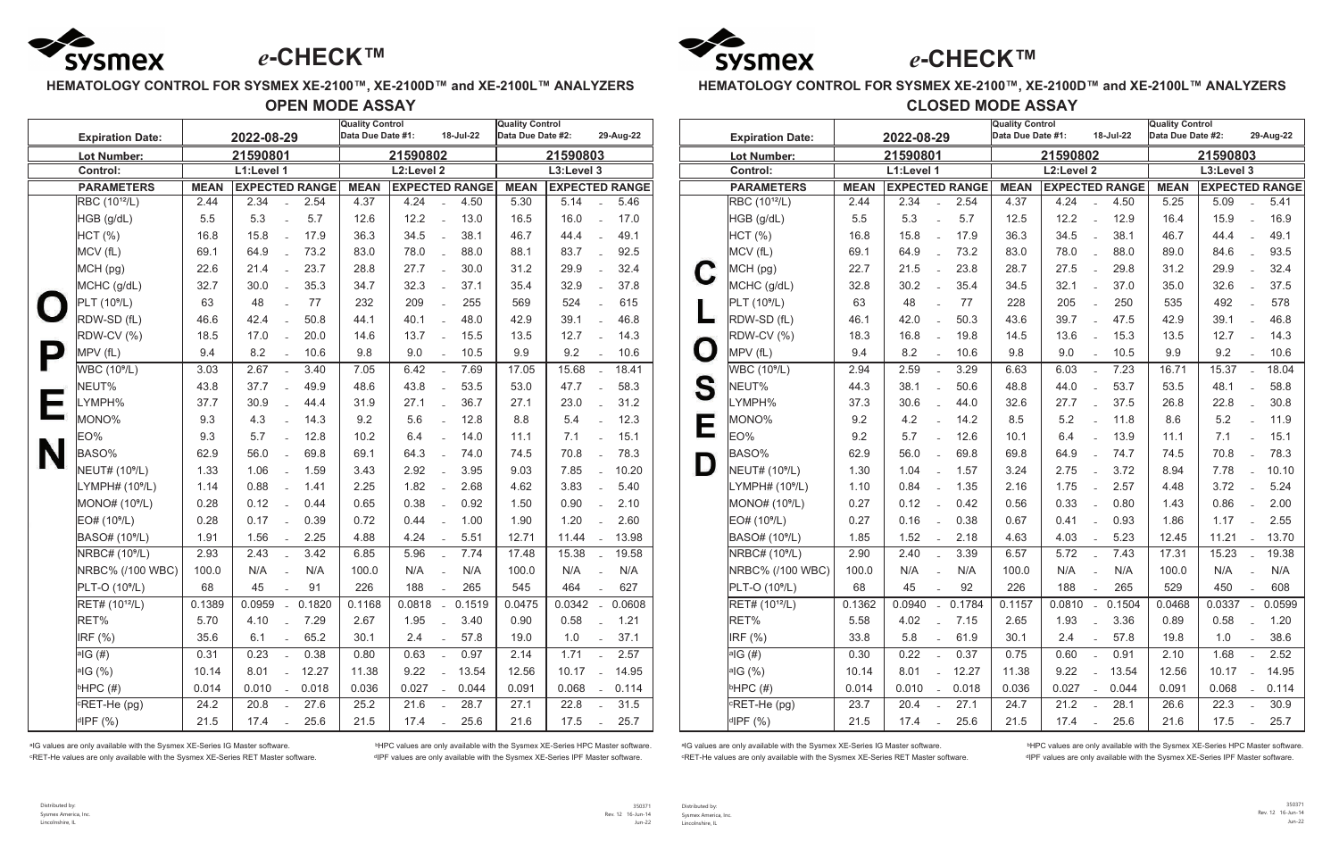# e-CHECK™

## HEMATOLOGY CONTROL FOR SYSMEX XE-2100™, XE-2100D™ and XE-2100L™ ANALYZERS

### OPEN MODE ASSAY

| | | | Quality Control Data Due Date #1: 18-Jul-22 | | Quality Control Data Due Date #2: 29-Aug-22 | |
|---|---|---|---|---|---|---|
| **Expiration Date:** | 2022-08-29 | | | | | |
| **Lot Number:** | 21590801 | | 21590802 | | 21590803 | |
| **Control:** | L1:Level 1 | | L2:Level 2 | | L3:Level 3 | |
| **PARAMETERS** | **MEAN** | **EXPECTED RANGE** | **MEAN** | **EXPECTED RANGE** | **MEAN** | **EXPECTED RANGE** |
| RBC ($10^{12}$/L) | 2.44 | 2.34 - 2.54 | 4.37 | 4.24 - 4.50 | 5.30 | 5.14 - 5.46 |
| HGB (g/dL) | 5.5 | 5.3 - 5.7 | 12.6 | 12.2 - 13.0 | 16.5 | 16.0 - 17.0 |
| HCT (%) | 16.8 | 15.8 - 17.9 | 36.3 | 34.5 - 38.1 | 46.7 | 44.4 - 49.1 |
| MCV (fL) | 69.1 | 64.9 - 73.2 | 83.0 | 78.0 - 88.0 | 88.1 | 83.7 - 92.5 |
| MCH (pg) | 22.6 | 21.4 - 23.7 | 28.8 | 27.7 - 30.0 | 31.2 | 29.9 - 32.4 |
| MCHC (g/dL) | 32.7 | 30.0 - 35.3 | 34.7 | 32.3 - 37.1 | 35.4 | 32.9 - 37.8 |
| PLT ($10^9$/L) | 63 | 48 - 77 | 232 | 209 - 255 | 569 | 524 - 615 |
| RDW-SD (fL) | 46.6 | 42.4 - 50.8 | 44.1 | 40.1 - 48.0 | 42.9 | 39.1 - 46.8 |
| RDW-CV (%) | 18.5 | 17.0 - 20.0 | 14.6 | 13.7 - 15.5 | 13.5 | 12.7 - 14.3 |
| MPV (fL) | 9.4 | 8.2 - 10.6 | 9.8 | 9.0 - 10.5 | 9.9 | 9.2 - 10.6 |
| WBC ($10^9$/L) | 3.03 | 2.67 - 3.40 | 7.05 | 6.42 - 7.69 | 17.05 | 15.68 - 18.41 |
| NEUT% | 43.8 | 37.7 - 49.9 | 48.6 | 43.8 - 53.5 | 53.0 | 47.7 - 58.3 |
| LYMPH% | 37.7 | 30.9 - 44.4 | 31.9 | 27.1 - 36.7 | 27.1 | 23.0 - 31.2 |
| MONO% | 9.3 | 4.3 - 14.3 | 9.2 | 5.6 - 12.8 | 8.8 | 5.4 - 12.3 |
| EO% | 9.3 | 5.7 - 12.8 | 10.2 | 6.4 - 14.0 | 11.1 | 7.1 - 15.1 |
| BASO% | 62.9 | 56.0 - 69.8 | 69.1 | 64.3 - 74.0 | 74.5 | 70.8 - 78.3 |
| NEUT# ($10^9$/L) | 1.33 | 1.06 - 1.59 | 3.43 | 2.92 - 3.95 | 9.03 | 7.85 - 10.20 |
| LYMPH# ($10^9$/L) | 1.14 | 0.88 - 1.41 | 2.25 | 1.82 - 2.68 | 4.62 | 3.83 - 5.40 |
| MONO# ($10^9$/L) | 0.28 | 0.12 - 0.44 | 0.65 | 0.38 - 0.92 | 1.50 | 0.90 - 2.10 |
| EO# ($10^9$/L) | 0.28 | 0.17 - 0.39 | 0.72 | 0.44 - 1.00 | 1.90 | 1.20 - 2.60 |
| BASO# ($10^9$/L) | 1.91 | 1.56 - 2.25 | 4.88 | 4.24 - 5.51 | 12.71 | 11.44 - 13.98 |
| NRBC# ($10^9$/L) | 2.93 | 2.43 - 3.42 | 6.85 | 5.96 - 7.74 | 17.48 | 15.38 - 19.58 |
| NRBC% (/100 WBC) | 100.0 | N/A - N/A | 100.0 | N/A - N/A | 100.0 | N/A - N/A |
| PLT-O ($10^9$/L) | 68 | 45 - 91 | 226 | 188 - 265 | 545 | 464 - 627 |
| RET# ($10^{12}$/L) | 0.1389 | 0.0959 - 0.1820 | 0.1168 | 0.0818 - 0.1519 | 0.0475 | 0.0342 - 0.0608 |
| RET% | 5.70 | 4.10 - 7.29 | 2.67 | 1.95 - 3.40 | 0.90 | 0.58 - 1.21 |
| IRF (%) | 35.6 | 6.1 - 65.2 | 30.1 | 2.4 - 57.8 | 19.0 | 1.0 - 37.1 |
| [a]IG (#) | 0.31 | 0.23 - 0.38 | 0.80 | 0.63 - 0.97 | 2.14 | 1.71 - 2.57 |
| [a]IG (%) | 10.14 | 8.01 - 12.27 | 11.38 | 9.22 - 13.54 | 12.56 | 10.17 - 14.95 |
| [b]HPC (#) | 0.014 | 0.010 - 0.018 | 0.036 | 0.027 - 0.044 | 0.091 | 0.068 - 0.114 |
| [c]RET-He (pg) | 24.2 | 20.8 - 27.6 | 25.2 | 21.6 - 28.7 | 27.1 | 22.8 - 31.5 |
| [d]IPF (%) | 21.5 | 17.4 - 25.6 | 21.5 | 17.4 - 25.6 | 21.6 | 17.5 - 25.7 |

[a]IG values are only available with the Sysmex XE-Series IG Master software.
[b]HPC values are only available with the Sysmex XE-Series HPC Master software.
[c]RET-He values are only available with the Sysmex XE-Series RET Master software.
[d]IPF values are only available with the Sysmex XE-Series IPF Master software.

Distributed by:
Sysmex America, Inc.
Lincolnshire, IL

350371
Rev. 12 16-Jun-14
Jun-22

# e-CHECK™

## HEMATOLOGY CONTROL FOR SYSMEX XE-2100™, XE-2100D™ and XE-2100L™ ANALYZERS

### CLOSED MODE ASSAY

| | | | Quality Control Data Due Date #1: 18-Jul-22 | | Quality Control Data Due Date #2: 29-Aug-22 | |
|---|---|---|---|---|---|---|
| **Expiration Date:** | 2022-08-29 | | | | | |
| **Lot Number:** | 21590801 | | 21590802 | | 21590803 | |
| **Control:** | L1:Level 1 | | L2:Level 2 | | L3:Level 3 | |
| **PARAMETERS** | **MEAN** | **EXPECTED RANGE** | **MEAN** | **EXPECTED RANGE** | **MEAN** | **EXPECTED RANGE** |
| RBC ($10^{12}$/L) | 2.44 | 2.34 - 2.54 | 4.37 | 4.24 - 4.50 | 5.25 | 5.09 - 5.41 |
| HGB (g/dL) | 5.5 | 5.3 - 5.7 | 12.5 | 12.2 - 12.9 | 16.4 | 15.9 - 16.9 |
| HCT (%) | 16.8 | 15.8 - 17.9 | 36.3 | 34.5 - 38.1 | 46.7 | 44.4 - 49.1 |
| MCV (fL) | 69.1 | 64.9 - 73.2 | 83.0 | 78.0 - 88.0 | 89.0 | 84.6 - 93.5 |
| MCH (pg) | 22.7 | 21.5 - 23.8 | 28.7 | 27.5 - 29.8 | 31.2 | 29.9 - 32.4 |
| MCHC (g/dL) | 32.8 | 30.2 - 35.4 | 34.5 | 32.1 - 37.0 | 35.0 | 32.6 - 37.5 |
| PLT ($10^9$/L) | 63 | 48 - 77 | 228 | 205 - 250 | 535 | 492 - 578 |
| RDW-SD (fL) | 46.1 | 42.0 - 50.3 | 43.6 | 39.7 - 47.5 | 42.9 | 39.1 - 46.8 |
| RDW-CV (%) | 18.3 | 16.8 - 19.8 | 14.5 | 13.6 - 15.3 | 13.5 | 12.7 - 14.3 |
| MPV (fL) | 9.4 | 8.2 - 10.6 | 9.8 | 9.0 - 10.5 | 9.9 | 9.2 - 10.6 |
| WBC ($10^9$/L) | 2.94 | 2.59 - 3.29 | 6.63 | 6.03 - 7.23 | 16.71 | 15.37 - 18.04 |
| NEUT% | 44.3 | 38.1 - 50.6 | 48.8 | 44.0 - 53.7 | 53.5 | 48.1 - 58.8 |
| LYMPH% | 37.3 | 30.6 - 44.0 | 32.6 | 27.7 - 37.5 | 26.8 | 22.8 - 30.8 |
| MONO% | 9.2 | 4.2 - 14.2 | 8.5 | 5.2 - 11.8 | 8.6 | 5.2 - 11.9 |
| EO% | 9.2 | 5.7 - 12.6 | 10.1 | 6.4 - 13.9 | 11.1 | 7.1 - 15.1 |
| BASO% | 62.9 | 56.0 - 69.8 | 69.8 | 64.9 - 74.7 | 74.5 | 70.8 - 78.3 |
| NEUT# ($10^9$/L) | 1.30 | 1.04 - 1.57 | 3.24 | 2.75 - 3.72 | 8.94 | 7.78 - 10.10 |
| LYMPH# ($10^9$/L) | 1.10 | 0.84 - 1.35 | 2.16 | 1.75 - 2.57 | 4.48 | 3.72 - 5.24 |
| MONO# ($10^9$/L) | 0.27 | 0.12 - 0.42 | 0.56 | 0.33 - 0.80 | 1.43 | 0.86 - 2.00 |
| EO# ($10^9$/L) | 0.27 | 0.16 - 0.38 | 0.67 | 0.41 - 0.93 | 1.86 | 1.17 - 2.55 |
| BASO# ($10^9$/L) | 1.85 | 1.52 - 2.18 | 4.63 | 4.03 - 5.23 | 12.45 | 11.21 - 13.70 |
| NRBC# ($10^9$/L) | 2.90 | 2.40 - 3.39 | 6.57 | 5.72 - 7.43 | 17.31 | 15.23 - 19.38 |
| NRBC% (/100 WBC) | 100.0 | N/A - N/A | 100.0 | N/A - N/A | 100.0 | N/A - N/A |
| PLT-O ($10^9$/L) | 68 | 45 - 92 | 226 | 188 - 265 | 529 | 450 - 608 |
| RET# ($10^{12}$/L) | 0.1362 | 0.0940 - 0.1784 | 0.1157 | 0.0810 - 0.1504 | 0.0468 | 0.0337 - 0.0599 |
| RET% | 5.58 | 4.02 - 7.15 | 2.65 | 1.93 - 3.36 | 0.89 | 0.58 - 1.20 |
| IRF (%) | 33.8 | 5.8 - 61.9 | 30.1 | 2.4 - 57.8 | 19.8 | 1.0 - 38.6 |
| [a]IG (#) | 0.30 | 0.22 - 0.37 | 0.75 | 0.60 - 0.91 | 2.10 | 1.68 - 2.52 |
| [a]IG (%) | 10.14 | 8.01 - 12.27 | 11.38 | 9.22 - 13.54 | 12.56 | 10.17 - 14.95 |
| [b]HPC (#) | 0.014 | 0.010 - 0.018 | 0.036 | 0.027 - 0.044 | 0.091 | 0.068 - 0.114 |
| [c]RET-He (pg) | 23.7 | 20.4 - 27.1 | 24.7 | 21.2 - 28.1 | 26.6 | 22.3 - 30.9 |
| [d]IPF (%) | 21.5 | 17.4 - 25.6 | 21.5 | 17.4 - 25.6 | 21.6 | 17.5 - 25.7 |

[a]IG values are only available with the Sysmex XE-Series IG Master software.
[b]HPC values are only available with the Sysmex XE-Series HPC Master software.
[c]RET-He values are only available with the Sysmex XE-Series RET Master software.
[d]IPF values are only available with the Sysmex XE-Series IPF Master software.

Distributed by:
Sysmex America, Inc.
Lincolnshire, IL

350371
Rev. 12 16-Jun-14
Jun-22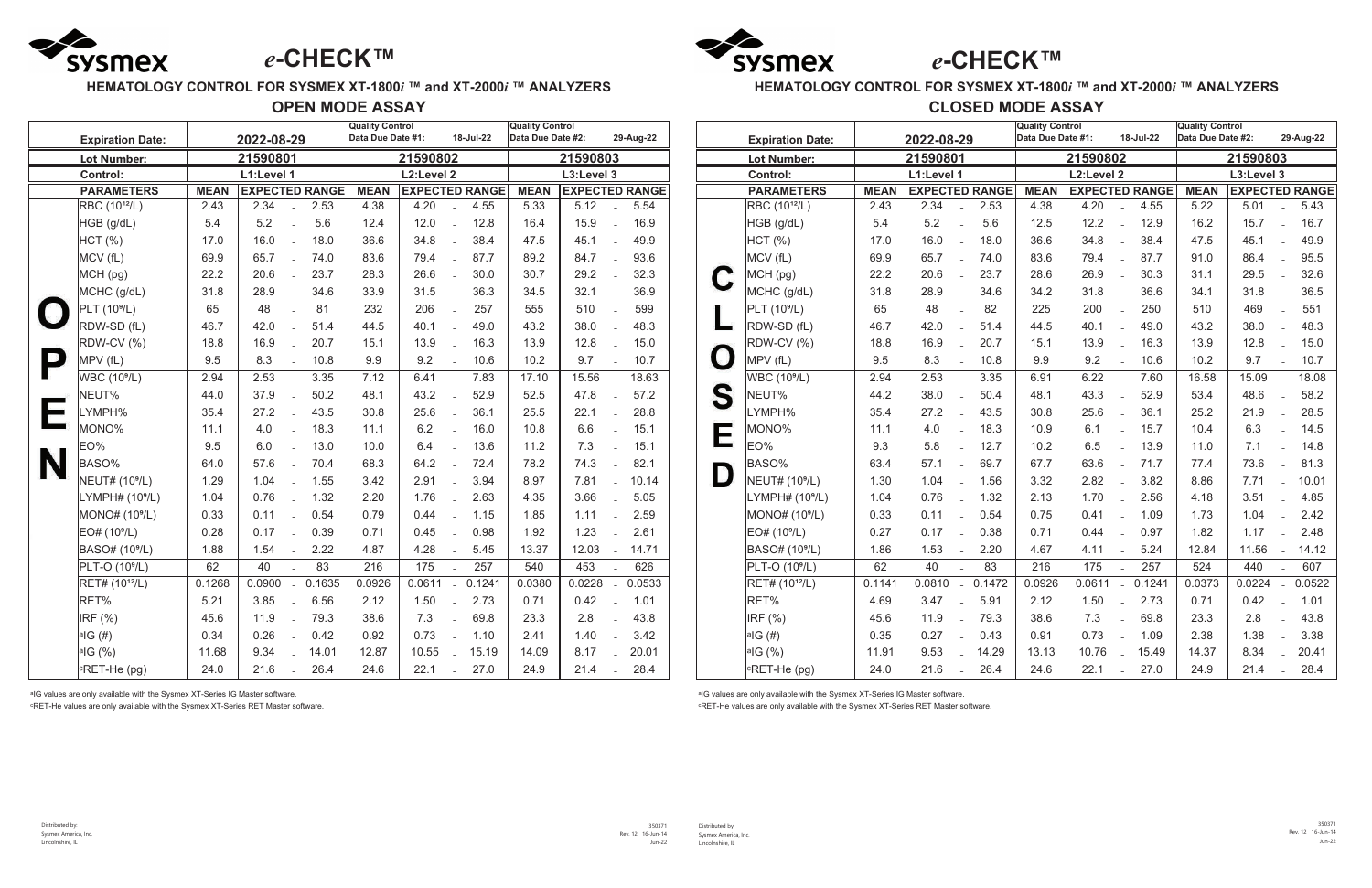# e-CHECK™

## HEMATOLOGY CONTROL FOR SYSMEX XT-1800*i* ™ and XT-2000*i* ™ ANALYZERS

### OPEN MODE ASSAY

| | Expiration Date: | 2022-08-29 | | | | Quality Control Data Due Date #1: 18-Jul-22 | | | | Quality Control Data Due Date #2: 29-Aug-22 | | | |
|---|---|---|---|---|---|---|---|---|---|---|---|---|---|
| | Lot Number: | 21590801 | | | | 21590802 | | | | 21590803 | | | |
| | Control: | L1:Level 1 | | | | L2:Level 2 | | | | L3:Level 3 | | | |
| | PARAMETERS | MEAN | EXPECTED RANGE | | | MEAN | EXPECTED RANGE | | | MEAN | EXPECTED RANGE | | |
| OPEN | RBC ($10^{12}$/L) | 2.43 | 2.34 | - | 2.53 | 4.38 | 4.20 | - | 4.55 | 5.33 | 5.12 | - | 5.54 |
| | HGB (g/dL) | 5.4 | 5.2 | - | 5.6 | 12.4 | 12.0 | - | 12.8 | 16.4 | 15.9 | - | 16.9 |
| | HCT (%) | 17.0 | 16.0 | - | 18.0 | 36.6 | 34.8 | - | 38.4 | 47.5 | 45.1 | - | 49.9 |
| | MCV (fL) | 69.9 | 65.7 | - | 74.0 | 83.6 | 79.4 | - | 87.7 | 89.2 | 84.7 | - | 93.6 |
| | MCH (pg) | 22.2 | 20.6 | - | 23.7 | 28.3 | 26.6 | - | 30.0 | 30.7 | 29.2 | - | 32.3 |
| | MCHC (g/dL) | 31.8 | 28.9 | - | 34.6 | 33.9 | 31.5 | - | 36.3 | 34.5 | 32.1 | - | 36.9 |
| | PLT ($10^9$/L) | 65 | 48 | - | 81 | 232 | 206 | - | 257 | 555 | 510 | - | 599 |
| | RDW-SD (fL) | 46.7 | 42.0 | - | 51.4 | 44.5 | 40.1 | - | 49.0 | 43.2 | 38.0 | - | 48.3 |
| | RDW-CV (%) | 18.8 | 16.9 | - | 20.7 | 15.1 | 13.9 | - | 16.3 | 13.9 | 12.8 | - | 15.0 |
| | MPV (fL) | 9.5 | 8.3 | - | 10.8 | 9.9 | 9.2 | - | 10.6 | 10.2 | 9.7 | - | 10.7 |
| | WBC ($10^9$/L) | 2.94 | 2.53 | - | 3.35 | 7.12 | 6.41 | - | 7.83 | 17.10 | 15.56 | - | 18.63 |
| | NEUT% | 44.0 | 37.9 | - | 50.2 | 48.1 | 43.2 | - | 52.9 | 52.5 | 47.8 | - | 57.2 |
| | LYMPH% | 35.4 | 27.2 | - | 43.5 | 30.8 | 25.6 | - | 36.1 | 25.5 | 22.1 | - | 28.8 |
| | MONO% | 11.1 | 4.0 | - | 18.3 | 11.1 | 6.2 | - | 16.0 | 10.8 | 6.6 | - | 15.1 |
| | EO% | 9.5 | 6.0 | - | 13.0 | 10.0 | 6.4 | - | 13.6 | 11.2 | 7.3 | - | 15.1 |
| | BASO% | 64.0 | 57.6 | - | 70.4 | 68.3 | 64.2 | - | 72.4 | 78.2 | 74.3 | - | 82.1 |
| | NEUT# ($10^9$/L) | 1.29 | 1.04 | - | 1.55 | 3.42 | 2.91 | - | 3.94 | 8.97 | 7.81 | - | 10.14 |
| | LYMPH# ($10^9$/L) | 1.04 | 0.76 | - | 1.32 | 2.20 | 1.76 | - | 2.63 | 4.35 | 3.66 | - | 5.05 |
| | MONO# ($10^9$/L) | 0.33 | 0.11 | - | 0.54 | 0.79 | 0.44 | - | 1.15 | 1.85 | 1.11 | - | 2.59 |
| | EO# ($10^9$/L) | 0.28 | 0.17 | - | 0.39 | 0.71 | 0.45 | - | 0.98 | 1.92 | 1.23 | - | 2.61 |
| | BASO# ($10^9$/L) | 1.88 | 1.54 | - | 2.22 | 4.87 | 4.28 | - | 5.45 | 13.37 | 12.03 | - | 14.71 |
| | PLT-O ($10^9$/L) | 62 | 40 | - | 83 | 216 | 175 | - | 257 | 540 | 453 | - | 626 |
| | RET# ($10^{12}$/L) | 0.1268 | 0.0900 | - | 0.1635 | 0.0926 | 0.0611 | - | 0.1241 | 0.0380 | 0.0228 | - | 0.0533 |
| | RET% | 5.21 | 3.85 | - | 6.56 | 2.12 | 1.50 | - | 2.73 | 0.71 | 0.42 | - | 1.01 |
| | IRF (%) | 45.6 | 11.9 | - | 79.3 | 38.6 | 7.3 | - | 69.8 | 23.3 | 2.8 | - | 43.8 |
| | [a]IG (#) | 0.34 | 0.26 | - | 0.42 | 0.92 | 0.73 | - | 1.10 | 2.41 | 1.40 | - | 3.42 |
| | [a]IG (%) | 11.68 | 9.34 | - | 14.01 | 12.87 | 10.55 | - | 15.19 | 14.09 | 8.17 | - | 20.01 |
| | [c]RET-He (pg) | 24.0 | 21.6 | - | 26.4 | 24.6 | 22.1 | - | 27.0 | 24.9 | 21.4 | - | 28.4 |

[a]IG values are only available with the Sysmex XT-Series IG Master software.

[c]RET-He values are only available with the Sysmex XT-Series RET Master software.

Distributed by:
Sysmex America, Inc.
Lincolnshire, IL

350371
Rev. 12 16-Jun-14
Jun-22

# e-CHECK™

## HEMATOLOGY CONTROL FOR SYSMEX XT-1800*i* ™ and XT-2000*i* ™ ANALYZERS

### CLOSED MODE ASSAY

| | Expiration Date: | 2022-08-29 | | | | Quality Control Data Due Date #1: 18-Jul-22 | | | | Quality Control Data Due Date #2: 29-Aug-22 | | | |
|---|---|---|---|---|---|---|---|---|---|---|---|---|---|
| | Lot Number: | 21590801 | | | | 21590802 | | | | 21590803 | | | |
| | Control: | L1:Level 1 | | | | L2:Level 2 | | | | L3:Level 3 | | | |
| | PARAMETERS | MEAN | EXPECTED RANGE | | | MEAN | EXPECTED RANGE | | | MEAN | EXPECTED RANGE | | |
| CLOSED | RBC ($10^{12}$/L) | 2.43 | 2.34 | - | 2.53 | 4.38 | 4.20 | - | 4.55 | 5.22 | 5.01 | - | 5.43 |
| | HGB (g/dL) | 5.4 | 5.2 | - | 5.6 | 12.5 | 12.2 | - | 12.9 | 16.2 | 15.7 | - | 16.7 |
| | HCT (%) | 17.0 | 16.0 | - | 18.0 | 36.6 | 34.8 | - | 38.4 | 47.5 | 45.1 | - | 49.9 |
| | MCV (fL) | 69.9 | 65.7 | - | 74.0 | 83.6 | 79.4 | - | 87.7 | 91.0 | 86.4 | - | 95.5 |
| | MCH (pg) | 22.2 | 20.6 | - | 23.7 | 28.6 | 26.9 | - | 30.3 | 31.1 | 29.5 | - | 32.6 |
| | MCHC (g/dL) | 31.8 | 28.9 | - | 34.6 | 34.2 | 31.8 | - | 36.6 | 34.1 | 31.8 | - | 36.5 |
| | PLT ($10^9$/L) | 65 | 48 | - | 82 | 225 | 200 | - | 250 | 510 | 469 | - | 551 |
| | RDW-SD (fL) | 46.7 | 42.0 | - | 51.4 | 44.5 | 40.1 | - | 49.0 | 43.2 | 38.0 | - | 48.3 |
| | RDW-CV (%) | 18.8 | 16.9 | - | 20.7 | 15.1 | 13.9 | - | 16.3 | 13.9 | 12.8 | - | 15.0 |
| | MPV (fL) | 9.5 | 8.3 | - | 10.8 | 9.9 | 9.2 | - | 10.6 | 10.2 | 9.7 | - | 10.7 |
| | WBC ($10^9$/L) | 2.94 | 2.53 | - | 3.35 | 6.91 | 6.22 | - | 7.60 | 16.58 | 15.09 | - | 18.08 |
| | NEUT% | 44.2 | 38.0 | - | 50.4 | 48.1 | 43.3 | - | 52.9 | 53.4 | 48.6 | - | 58.2 |
| | LYMPH% | 35.4 | 27.2 | - | 43.5 | 30.8 | 25.6 | - | 36.1 | 25.2 | 21.9 | - | 28.5 |
| | MONO% | 11.1 | 4.0 | - | 18.3 | 10.9 | 6.1 | - | 15.7 | 10.4 | 6.3 | - | 14.5 |
| | EO% | 9.3 | 5.8 | - | 12.7 | 10.2 | 6.5 | - | 13.9 | 11.0 | 7.1 | - | 14.8 |
| | BASO% | 63.4 | 57.1 | - | 69.7 | 67.7 | 63.6 | - | 71.7 | 77.4 | 73.6 | - | 81.3 |
| | NEUT# ($10^9$/L) | 1.30 | 1.04 | - | 1.56 | 3.32 | 2.82 | - | 3.82 | 8.86 | 7.71 | - | 10.01 |
| | LYMPH# ($10^9$/L) | 1.04 | 0.76 | - | 1.32 | 2.13 | 1.70 | - | 2.56 | 4.18 | 3.51 | - | 4.85 |
| | MONO# ($10^9$/L) | 0.33 | 0.11 | - | 0.54 | 0.75 | 0.41 | - | 1.09 | 1.73 | 1.04 | - | 2.42 |
| | EO# ($10^9$/L) | 0.27 | 0.17 | - | 0.38 | 0.71 | 0.44 | - | 0.97 | 1.82 | 1.17 | - | 2.48 |
| | BASO# ($10^9$/L) | 1.86 | 1.53 | - | 2.20 | 4.67 | 4.11 | - | 5.24 | 12.84 | 11.56 | - | 14.12 |
| | PLT-O ($10^9$/L) | 62 | 40 | - | 83 | 216 | 175 | - | 257 | 524 | 440 | - | 607 |
| | RET# ($10^{12}$/L) | 0.1141 | 0.0810 | - | 0.1472 | 0.0926 | 0.0611 | - | 0.1241 | 0.0373 | 0.0224 | - | 0.0522 |
| | RET% | 4.69 | 3.47 | - | 5.91 | 2.12 | 1.50 | - | 2.73 | 0.71 | 0.42 | - | 1.01 |
| | IRF (%) | 45.6 | 11.9 | - | 79.3 | 38.6 | 7.3 | - | 69.8 | 23.3 | 2.8 | - | 43.8 |
| | [a]IG (#) | 0.35 | 0.27 | - | 0.43 | 0.91 | 0.73 | - | 1.09 | 2.38 | 1.38 | - | 3.38 |
| | [a]IG (%) | 11.91 | 9.53 | - | 14.29 | 13.13 | 10.76 | - | 15.49 | 14.37 | 8.34 | - | 20.41 |
| | [c]RET-He (pg) | 24.0 | 21.6 | - | 26.4 | 24.6 | 22.1 | - | 27.0 | 24.9 | 21.4 | - | 28.4 |

[a]IG values are only available with the Sysmex XT-Series IG Master software.

[c]RET-He values are only available with the Sysmex XT-Series RET Master software.

Distributed by:
Sysmex America, Inc.
Lincolnshire, IL

350371
Rev. 12 16-Jun-14
Jun-22